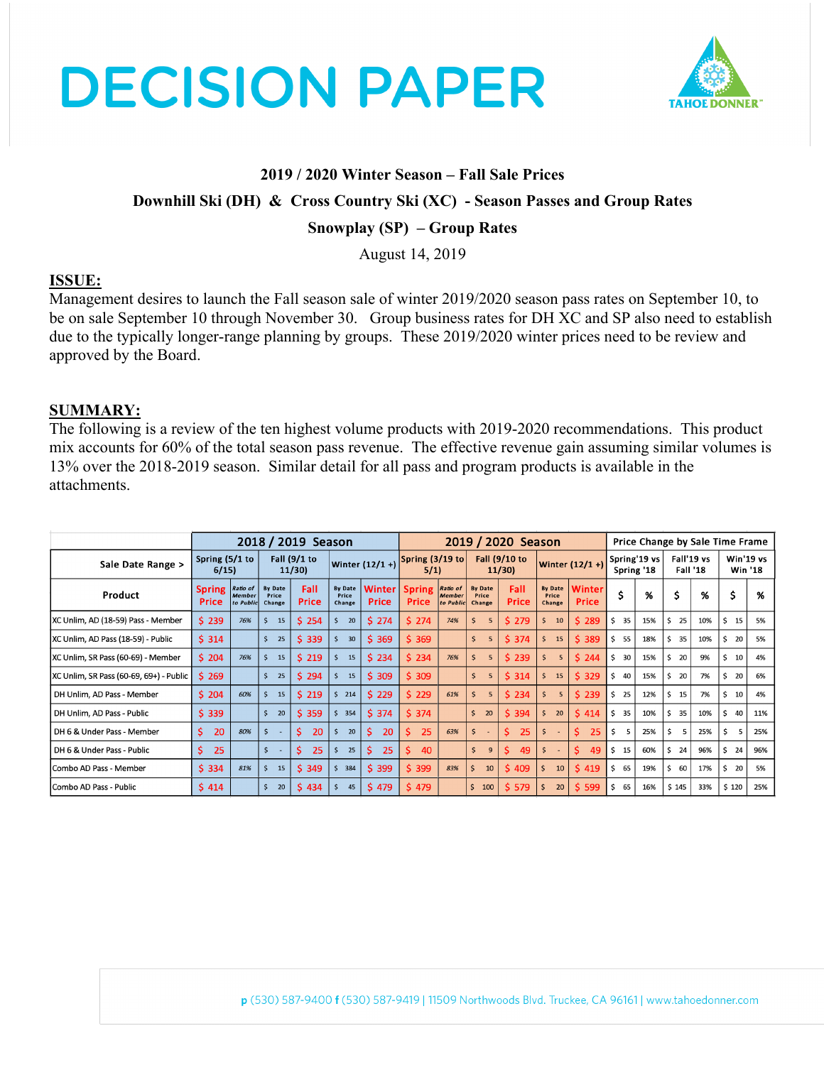# DECISION PAPER

**2019 / 2020 Winter Season – Fall Sale Prices**

**Downhill Ski (DH) & Cross Country Ski (XC) - Season Passes and Group Rates**

**Snowplay (SP) – Group Rates**

August 14, 2019

## ISSUE:

Management desires to launch the Fall season sale of winter 2019/2020 season pass rates on September 10, to be on sale September 10 through November 30. Group business rates for DH XC and SP also need to establish due to the typically longer-range planning by groups. These 2019/2020 winter prices need to be review and approved by the Board.

## SUMMARY:

The following is a review of the ten highest volume products with 2019-2020 recommendations. This product mix accounts for 60% of the total season pass revenue. The effective revenue gain assuming similar volumes is 13% over the 2018-2019 season. Similar detail for all pass and program products is available in the attachments.

| | 2018 / 2019 Season | | | | | | 2019 / 2020 Season | | | | | | Price Change by Sale Time Frame | | | | | |
|---|---|---|---|---|---|---|---|---|---|---|---|---|---|---|---|---|---|---|
| Sale Date Range > | Spring (5/1 to 6/15) | | Fall (9/1 to 11/30) | | Winter (12/1 +) | | Spring (3/19 to 5/1) | | Fall (9/10 to 11/30) | | Winter (12/1 +) | | Spring'19 vs Spring '18 | | Fall'19 vs Fall '18 | | Win'19 vs Win '18 | |
| Product | Spring Price | Ratio of Member to Public | By Date Price Change | Fall Price | By Date Price Change | Winter Price | Spring Price | Ratio of Member to Public | By Date Price Change | Fall Price | By Date Price Change | Winter Price | $ | % | $ | % | $ | % |
| XC Unlim, AD (18-59) Pass - Member | $ 239 | 76% | $ 15 | $ 254 | $ 20 | $ 274 | $ 274 | 74% | $ 5 | $ 279 | $ 10 | $ 289 | $ 35 | 15% | $ 25 | 10% | $ 15 | 5% |
| XC Unlim, AD Pass (18-59) - Public | $ 314 | | $ 25 | $ 339 | $ 30 | $ 369 | $ 369 | | $ 5 | $ 374 | $ 15 | $ 389 | $ 55 | 18% | $ 35 | 10% | $ 20 | 5% |
| XC Unlim, SR Pass (60-69) - Member | $ 204 | 76% | $ 15 | $ 219 | $ 15 | $ 234 | $ 234 | 76% | $ 5 | $ 239 | $ 5 | $ 244 | $ 30 | 15% | $ 20 | 9% | $ 10 | 4% |
| XC Unlim, SR Pass (60-69, 69+) - Public | $ 269 | | $ 25 | $ 294 | $ 15 | $ 309 | $ 309 | | $ 5 | $ 314 | $ 15 | $ 329 | $ 40 | 15% | $ 20 | 7% | $ 20 | 6% |
| DH Unlim, AD Pass - Member | $ 204 | 60% | $ 15 | $ 219 | $ 214 | $ 229 | $ 229 | 61% | $ 5 | $ 234 | $ 5 | $ 239 | $ 25 | 12% | $ 15 | 7% | $ 10 | 4% |
| DH Unlim, AD Pass - Public | $ 339 | | $ 20 | $ 359 | $ 354 | $ 374 | $ 374 | | $ 20 | $ 394 | $ 20 | $ 414 | $ 35 | 10% | $ 35 | 10% | $ 40 | 11% |
| DH 6 & Under Pass - Member | $ 20 | 80% | $ - | $ 20 | $ 20 | $ 20 | $ 25 | 63% | $ - | $ 25 | $ - | $ 25 | $ 5 | 25% | $ 5 | 25% | $ 5 | 25% |
| DH 6 & Under Pass - Public | $ 25 | | $ - | $ 25 | $ 25 | $ 25 | $ 40 | | $ 9 | $ 49 | $ - | $ 49 | $ 15 | 60% | $ 24 | 96% | $ 24 | 96% |
| Combo AD Pass - Member | $ 334 | 81% | $ 15 | $ 349 | $ 384 | $ 399 | $ 399 | 83% | $ 10 | $ 409 | $ 10 | $ 419 | $ 65 | 19% | $ 60 | 17% | $ 20 | 5% |
| Combo AD Pass - Public | $ 414 | | $ 20 | $ 434 | $ 45 | $ 479 | $ 479 | | $ 100 | $ 579 | $ 20 | $ 599 | $ 65 | 16% | $ 145 | 33% | $ 120 | 25% |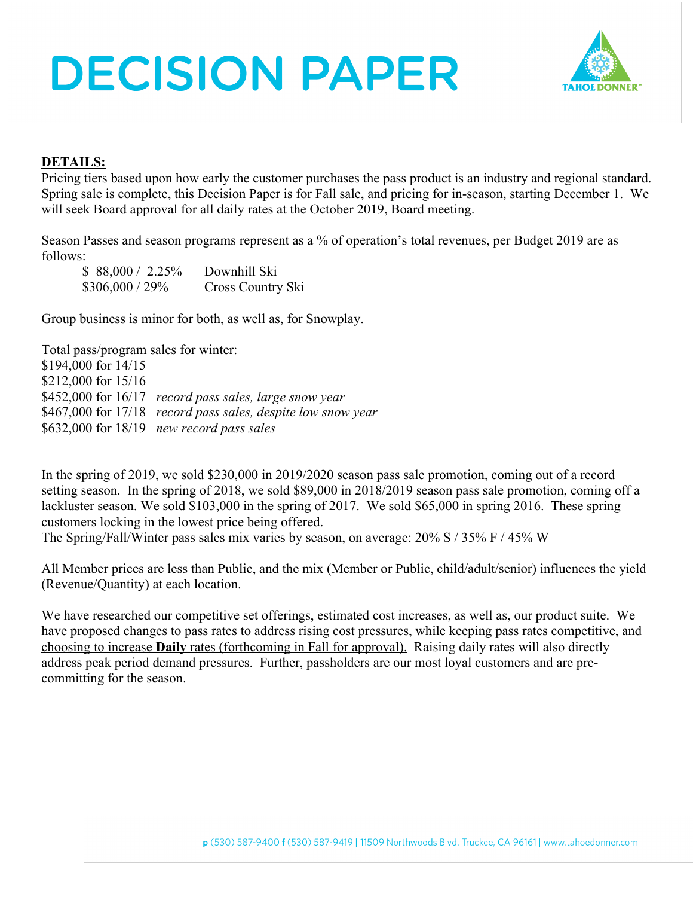# DECISION PAPER

**DETAILS:**

Pricing tiers based upon how early the customer purchases the pass product is an industry and regional standard. Spring sale is complete, this Decision Paper is for Fall sale, and pricing for in-season, starting December 1. We will seek Board approval for all daily rates at the October 2019, Board meeting.

Season Passes and season programs represent as a % of operation's total revenues, per Budget 2019 are as follows:

| | |
|---|---|
| $ 88,000 / 2.25% | Downhill Ski |
| $306,000 / 29% | Cross Country Ski |

Group business is minor for both, as well as, for Snowplay.

Total pass/program sales for winter:
$194,000 for 14/15
$212,000 for 15/16
$452,000 for 16/17 *record pass sales, large snow year*
$467,000 for 17/18 *record pass sales, despite low snow year*
$632,000 for 18/19 *new record pass sales*

In the spring of 2019, we sold $230,000 in 2019/2020 season pass sale promotion, coming out of a record setting season. In the spring of 2018, we sold $89,000 in 2018/2019 season pass sale promotion, coming off a lackluster season. We sold $103,000 in the spring of 2017. We sold $65,000 in spring 2016. These spring customers locking in the lowest price being offered.
The Spring/Fall/Winter pass sales mix varies by season, on average: 20% S / 35% F / 45% W

All Member prices are less than Public, and the mix (Member or Public, child/adult/senior) influences the yield (Revenue/Quantity) at each location.

We have researched our competitive set offerings, estimated cost increases, as well as, our product suite. We have proposed changes to pass rates to address rising cost pressures, while keeping pass rates competitive, and choosing to increase **Daily** rates (forthcoming in Fall for approval). Raising daily rates will also directly address peak period demand pressures. Further, passholders are our most loyal customers and are pre-committing for the season.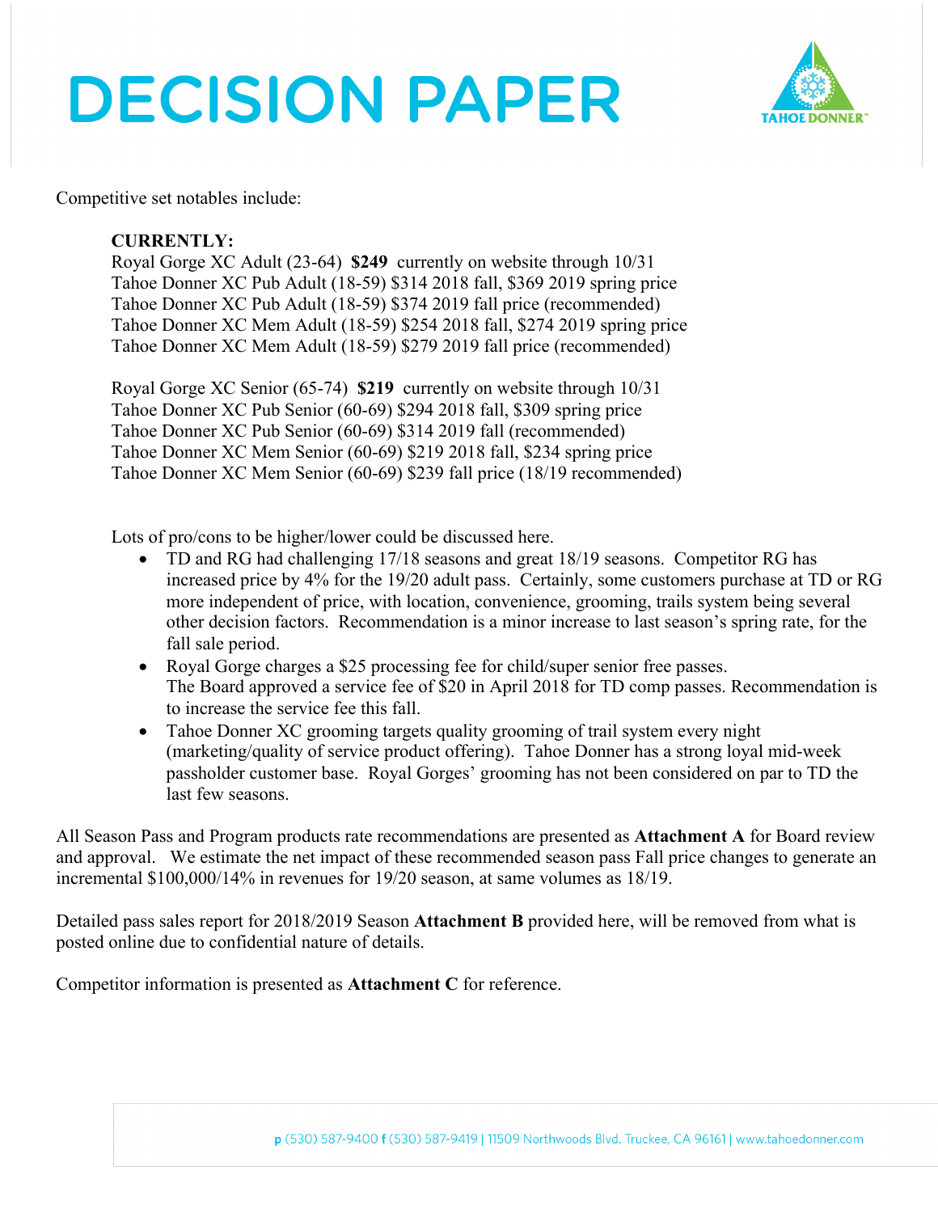# DECISION PAPER

Competitive set notables include:

**CURRENTLY:**
Royal Gorge XC Adult (23-64) **$249** currently on website through 10/31
Tahoe Donner XC Pub Adult (18-59) $314 2018 fall, $369 2019 spring price
Tahoe Donner XC Pub Adult (18-59) $374 2019 fall price (recommended)
Tahoe Donner XC Mem Adult (18-59) $254 2018 fall, $274 2019 spring price
Tahoe Donner XC Mem Adult (18-59) $279 2019 fall price (recommended)

Royal Gorge XC Senior (65-74) **$219** currently on website through 10/31
Tahoe Donner XC Pub Senior (60-69) $294 2018 fall, $309 spring price
Tahoe Donner XC Pub Senior (60-69) $314 2019 fall (recommended)
Tahoe Donner XC Mem Senior (60-69) $219 2018 fall, $234 spring price
Tahoe Donner XC Mem Senior (60-69) $239 fall price (18/19 recommended)

Lots of pro/cons to be higher/lower could be discussed here.

- TD and RG had challenging 17/18 seasons and great 18/19 seasons. Competitor RG has increased price by 4% for the 19/20 adult pass. Certainly, some customers purchase at TD or RG more independent of price, with location, convenience, grooming, trails system being several other decision factors. Recommendation is a minor increase to last season's spring rate, for the fall sale period.
- Royal Gorge charges a $25 processing fee for child/super senior free passes.
  The Board approved a service fee of $20 in April 2018 for TD comp passes. Recommendation is to increase the service fee this fall.
- Tahoe Donner XC grooming targets quality grooming of trail system every night (marketing/quality of service product offering). Tahoe Donner has a strong loyal mid-week passholder customer base. Royal Gorges' grooming has not been considered on par to TD the last few seasons.

All Season Pass and Program products rate recommendations are presented as **Attachment A** for Board review and approval. We estimate the net impact of these recommended season pass Fall price changes to generate an incremental $100,000/14% in revenues for 19/20 season, at same volumes as 18/19.

Detailed pass sales report for 2018/2019 Season **Attachment B** provided here, will be removed from what is posted online due to confidential nature of details.

Competitor information is presented as **Attachment C** for reference.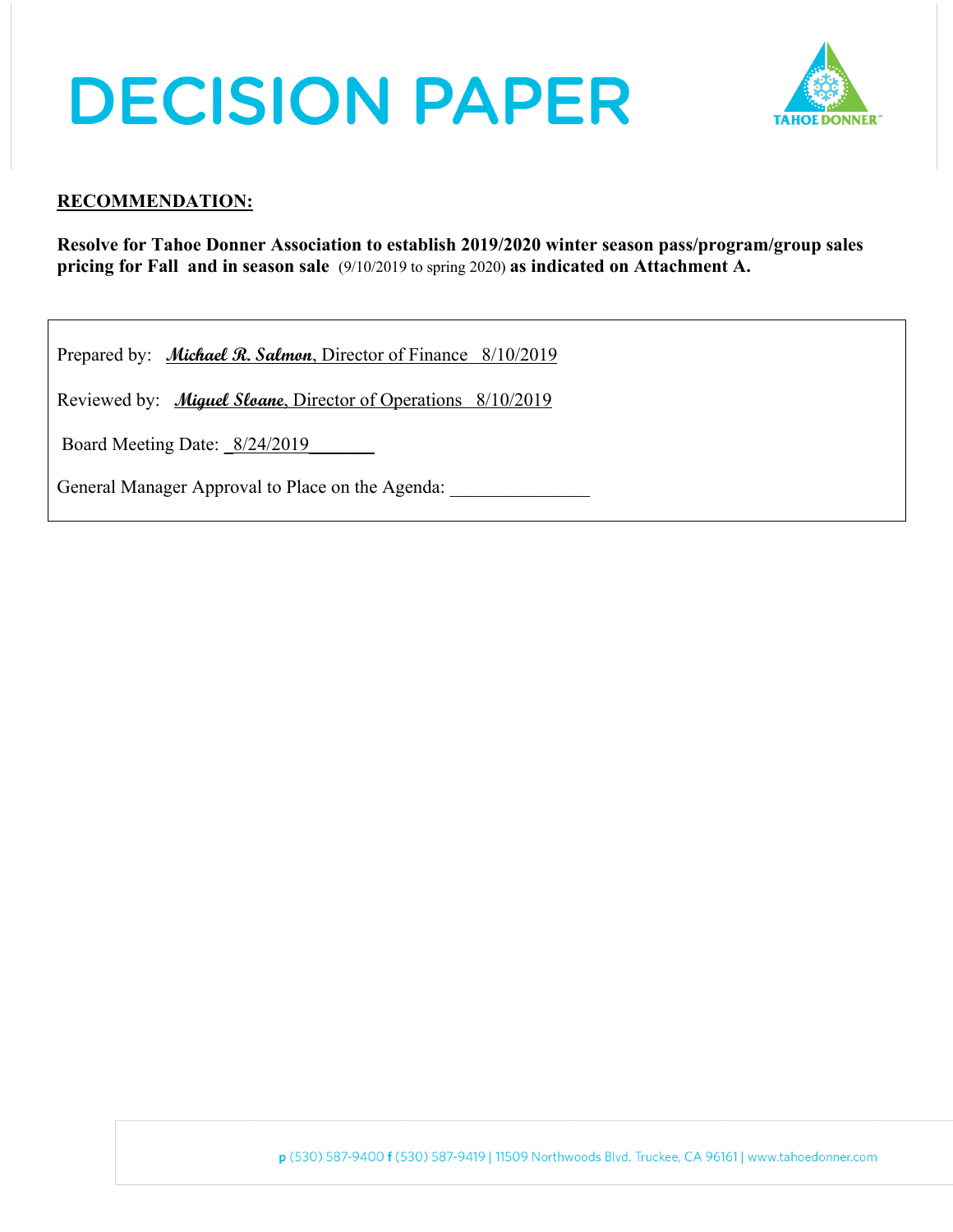# DECISION PAPER

TAHOE DONNER

**RECOMMENDATION:**

**Resolve for Tahoe Donner Association to establish 2019/2020 winter season pass/program/group sales pricing for Fall and in season sale** (9/10/2019 to spring 2020) **as indicated on Attachment A.**

Prepared by: ***Michael R. Salmon***, Director of Finance 8/10/2019

Reviewed by: ***Miguel Sloane***, Director of Operations 8/10/2019

Board Meeting Date: 8/24/2019

General Manager Approval to Place on the Agenda: _______________

p (530) 587-9400 f (530) 587-9419 | 11509 Northwoods Blvd. Truckee, CA 96161 | www.tahoedonner.com